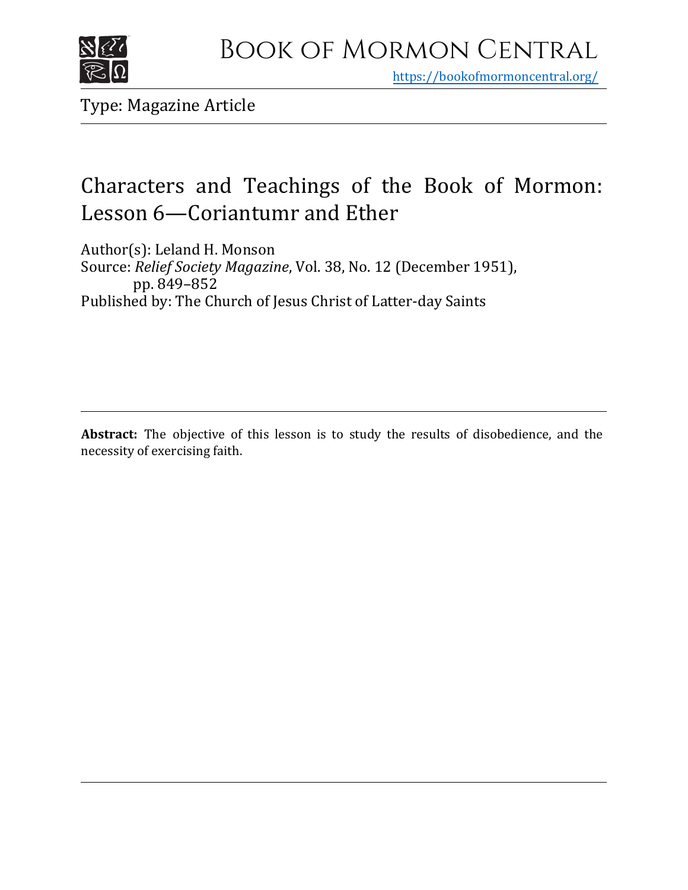Book of Mormon Central

https://bookofmormoncentral.org/

Type: Magazine Article

# Characters and Teachings of the Book of Mormon: Lesson 6—Coriantumr and Ether

Author(s): Leland H. Monson
Source: *Relief Society Magazine*, Vol. 38, No. 12 (December 1951), pp. 849–852
Published by: The Church of Jesus Christ of Latter-day Saints

**Abstract:** The objective of this lesson is to study the results of disobedience, and the necessity of exercising faith.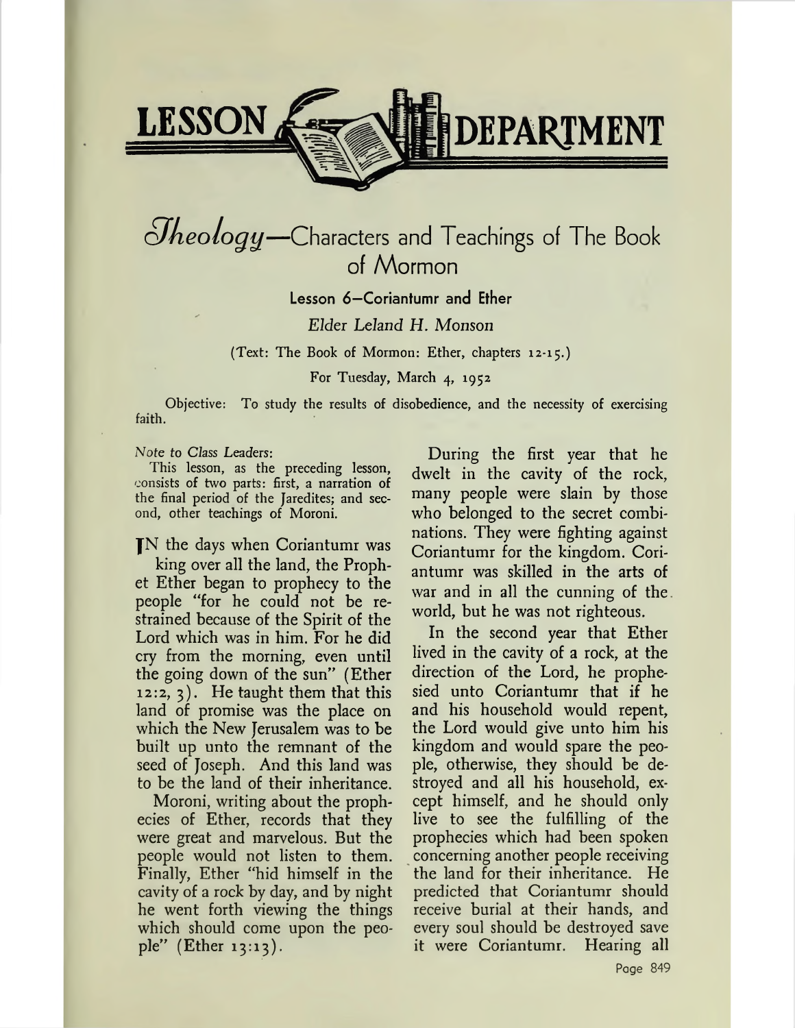# LESSON DEPARTMENT

## Theology—Characters and Teachings of The Book of Mormon

### Lesson 6—Coriantumr and Ether

*Elder Leland H. Monson*

(Text: The Book of Mormon: Ether, chapters 12-15.)

For Tuesday, March 4, 1952

Objective: To study the results of disobedience, and the necessity of exercising faith.

*Note to Class Leaders:*

This lesson, as the preceding lesson, consists of two parts: first, a narration of the final period of the Jaredites; and second, other teachings of Moroni.

IN the days when Coriantumr was king over all the land, the Prophet Ether began to prophecy to the people "for he could not be restrained because of the Spirit of the Lord which was in him. For he did cry from the morning, even until the going down of the sun" (Ether 12:2, 3). He taught them that this land of promise was the place on which the New Jerusalem was to be built up unto the remnant of the seed of Joseph. And this land was to be the land of their inheritance.

Moroni, writing about the prophecies of Ether, records that they were great and marvelous. But the people would not listen to them. Finally, Ether "hid himself in the cavity of a rock by day, and by night he went forth viewing the things which should come upon the people" (Ether 13:13).

During the first year that he dwelt in the cavity of the rock, many people were slain by those who belonged to the secret combinations. They were fighting against Coriantumr for the kingdom. Coriantumr was skilled in the arts of war and in all the cunning of the world, but he was not righteous.

In the second year that Ether lived in the cavity of a rock, at the direction of the Lord, he prophesied unto Coriantumr that if he and his household would repent, the Lord would give unto him his kingdom and would spare the people, otherwise, they should be destroyed and all his household, except himself, and he should only live to see the fulfilling of the prophecies which had been spoken concerning another people receiving the land for their inheritance. He predicted that Coriantumr should receive burial at their hands, and every soul should be destroyed save it were Coriantumr. Hearing all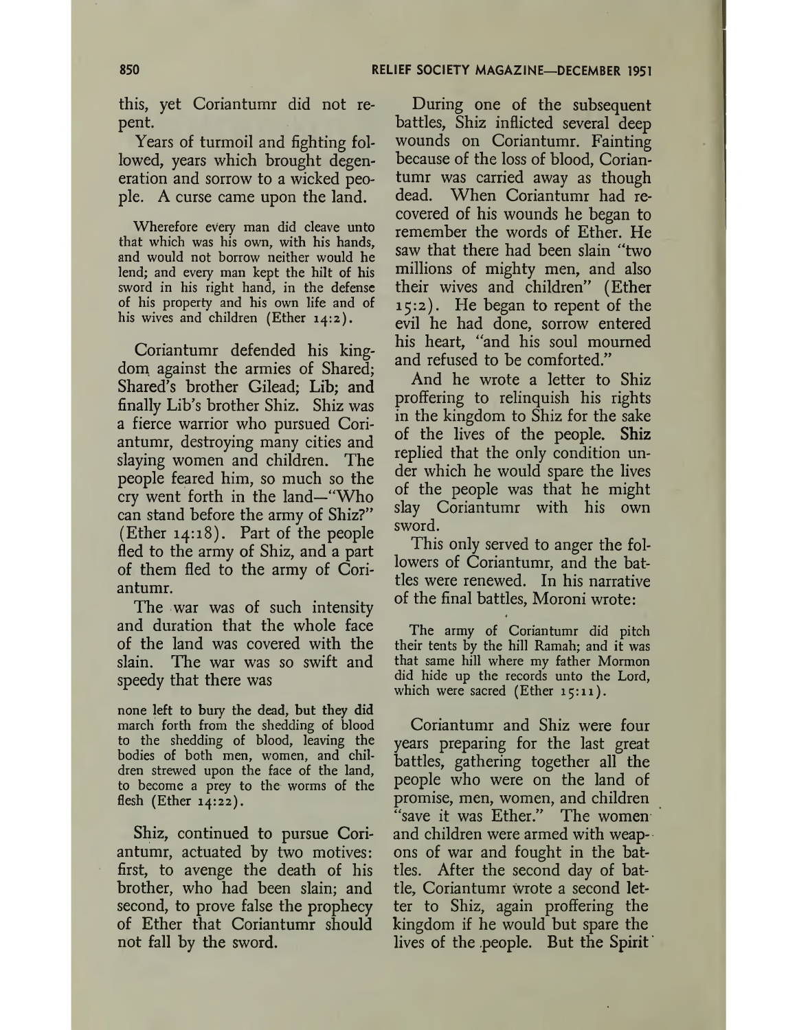this, yet Coriantumr did not repent.

Years of turmoil and fighting followed, years which brought degeneration and sorrow to a wicked people. A curse came upon the land.

> Wherefore every man did cleave unto that which was his own, with his hands, and would not borrow neither would he lend; and every man kept the hilt of his sword in his right hand, in the defense of his property and his own life and of his wives and children (Ether 14:2).

Coriantumr defended his kingdom against the armies of Shared; Shared's brother Gilead; Lib; and finally Lib's brother Shiz. Shiz was a fierce warrior who pursued Coriantumr, destroying many cities and slaying women and children. The people feared him, so much so the cry went forth in the land—"Who can stand before the army of Shiz?" (Ether 14:18). Part of the people fled to the army of Shiz, and a part of them fled to the army of Coriantumr.

The war was of such intensity and duration that the whole face of the land was covered with the slain. The war was so swift and speedy that there was

> none left to bury the dead, but they did march forth from the shedding of blood to the shedding of blood, leaving the bodies of both men, women, and children strewed upon the face of the land, to become a prey to the worms of the flesh (Ether 14:22).

Shiz, continued to pursue Coriantumr, actuated by two motives: first, to avenge the death of his brother, who had been slain; and second, to prove false the prophecy of Ether that Coriantumr should not fall by the sword.

During one of the subsequent battles, Shiz inflicted several deep wounds on Coriantumr. Fainting because of the loss of blood, Coriantumr was carried away as though dead. When Coriantumr had recovered of his wounds he began to remember the words of Ether. He saw that there had been slain "two millions of mighty men, and also their wives and children" (Ether 15:2). He began to repent of the evil he had done, sorrow entered his heart, "and his soul mourned and refused to be comforted."

And he wrote a letter to Shiz proffering to relinquish his rights in the kingdom to Shiz for the sake of the lives of the people. Shiz replied that the only condition under which he would spare the lives of the people was that he might slay Coriantumr with his own sword.

This only served to anger the followers of Coriantumr, and the battles were renewed. In his narrative of the final battles, Moroni wrote:

> The army of Coriantumr did pitch their tents by the hill Ramah; and it was that same hill where my father Mormon did hide up the records unto the Lord, which were sacred (Ether 15:11).

Coriantumr and Shiz were four years preparing for the last great battles, gathering together all the people who were on the land of promise, men, women, and children "save it was Ether." The women and children were armed with weapons of war and fought in the battles. After the second day of battle, Coriantumr wrote a second letter to Shiz, again proffering the kingdom if he would but spare the lives of the people. But the Spirit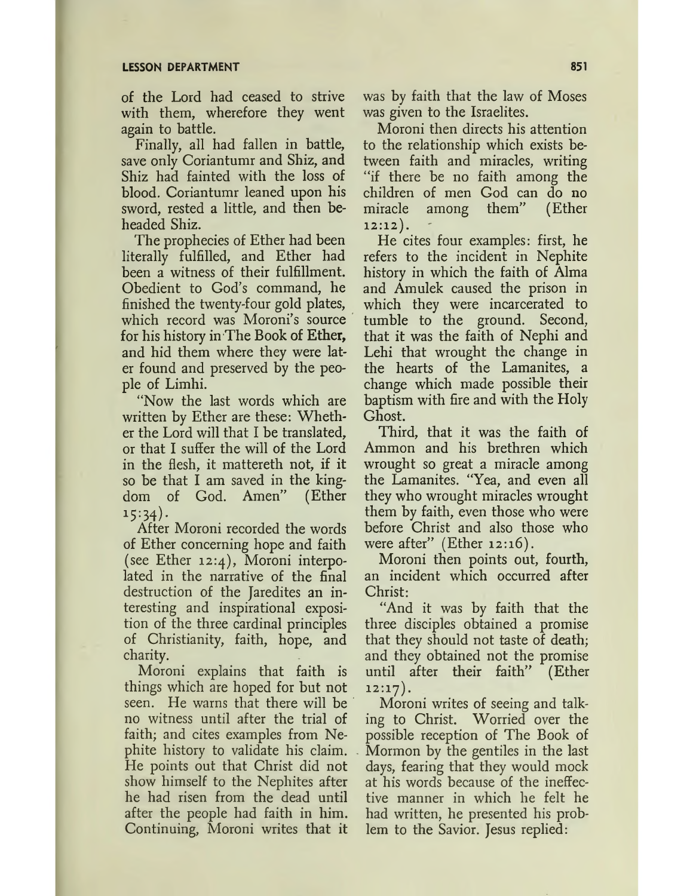of the Lord had ceased to strive with them, wherefore they went again to battle.

Finally, all had fallen in battle, save only Coriantumr and Shiz, and Shiz had fainted with the loss of blood. Coriantumr leaned upon his sword, rested a little, and then beheaded Shiz.

The prophecies of Ether had been literally fulfilled, and Ether had been a witness of their fulfillment. Obedient to God's command, he finished the twenty-four gold plates, which record was Moroni's source for his history in The Book of Ether, and hid them where they were later found and preserved by the people of Limhi.

"Now the last words which are written by Ether are these: Whether the Lord will that I be translated, or that I suffer the will of the Lord in the flesh, it mattereth not, if it so be that I am saved in the kingdom of God. Amen" (Ether 15:34).

After Moroni recorded the words of Ether concerning hope and faith (see Ether 12:4), Moroni interpolated in the narrative of the final destruction of the Jaredites an interesting and inspirational exposition of the three cardinal principles of Christianity, faith, hope, and charity.

Moroni explains that faith is things which are hoped for but not seen. He warns that there will be no witness until after the trial of faith; and cites examples from Nephite history to validate his claim. He points out that Christ did not show himself to the Nephites after he had risen from the dead until after the people had faith in him. Continuing, Moroni writes that it was by faith that the law of Moses was given to the Israelites.

Moroni then directs his attention to the relationship which exists between faith and miracles, writing "if there be no faith among the children of men God can do no miracle among them" (Ether 12:12).

He cites four examples: first, he refers to the incident in Nephite history in which the faith of Alma and Amulek caused the prison in which they were incarcerated to tumble to the ground. Second, that it was the faith of Nephi and Lehi that wrought the change in the hearts of the Lamanites, a change which made possible their baptism with fire and with the Holy Ghost.

Third, that it was the faith of Ammon and his brethren which wrought so great a miracle among the Lamanites. "Yea, and even all they who wrought miracles wrought them by faith, even those who were before Christ and also those who were after" (Ether 12:16).

Moroni then points out, fourth, an incident which occurred after Christ:

"And it was by faith that the three disciples obtained a promise that they should not taste of death; and they obtained not the promise until after their faith" (Ether 12:17).

Moroni writes of seeing and talking to Christ. Worried over the possible reception of The Book of Mormon by the gentiles in the last days, fearing that they would mock at his words because of the ineffective manner in which he felt he had written, he presented his problem to the Savior. Jesus replied: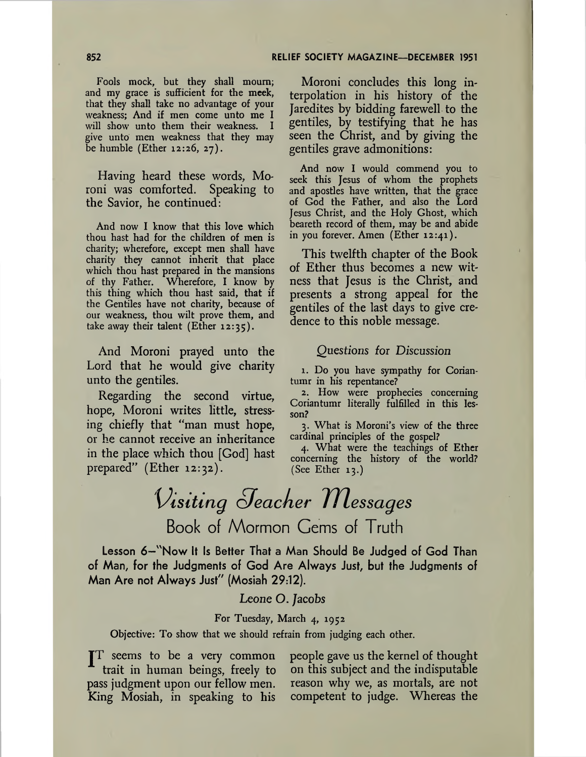> Fools mock, but they shall mourn; and my grace is sufficient for the meek, that they shall take no advantage of your weakness; And if men come unto me I will show unto them their weakness. I give unto men weakness that they may be humble (Ether 12:26, 27).

Having heard these words, Moroni was comforted. Speaking to the Savior, he continued:

> And now I know that this love which thou hast had for the children of men is charity; wherefore, except men shall have charity they cannot inherit that place which thou hast prepared in the mansions of thy Father. Wherefore, I know by this thing which thou hast said, that if the Gentiles have not charity, because of our weakness, thou wilt prove them, and take away their talent (Ether 12:35).

And Moroni prayed unto the Lord that he would give charity unto the gentiles.

Regarding the second virtue, hope, Moroni writes little, stressing chiefly that "man must hope, or he cannot receive an inheritance in the place which thou [God] hast prepared" (Ether 12:32).

Moroni concludes this long interpolation in his history of the Jaredites by bidding farewell to the gentiles, by testifying that he has seen the Christ, and by giving the gentiles grave admonitions:

> And now I would commend you to seek this Jesus of whom the prophets and apostles have written, that the grace of God the Father, and also the Lord Jesus Christ, and the Holy Ghost, which beareth record of them, may be and abide in you forever. Amen (Ether 12:41).

This twelfth chapter of the Book of Ether thus becomes a new witness that Jesus is the Christ, and presents a strong appeal for the gentiles of the last days to give credence to this noble message.

### *Questions for Discussion*

1. Do you have sympathy for Coriantumr in his repentance?
2. How were prophecies concerning Coriantumr literally fulfilled in this lesson?
3. What is Moroni's view of the three cardinal principles of the gospel?
4. What were the teachings of Ether concerning the history of the world? (See Ether 13.)

# *Visiting Teacher Messages*

## Book of Mormon Gems of Truth

### Lesson 6—"Now It Is Better That a Man Should Be Judged of God Than of Man, for the Judgments of God Are Always Just, but the Judgments of Man Are not Always Just" (Mosiah 29:12).

*Leone O. Jacobs*

For Tuesday, March 4, 1952

Objective: To show that we should refrain from judging each other.

IT seems to be a very common trait in human beings, freely to pass judgment upon our fellow men. King Mosiah, in speaking to his people gave us the kernel of thought on this subject and the indisputable reason why we, as mortals, are not competent to judge. Whereas the